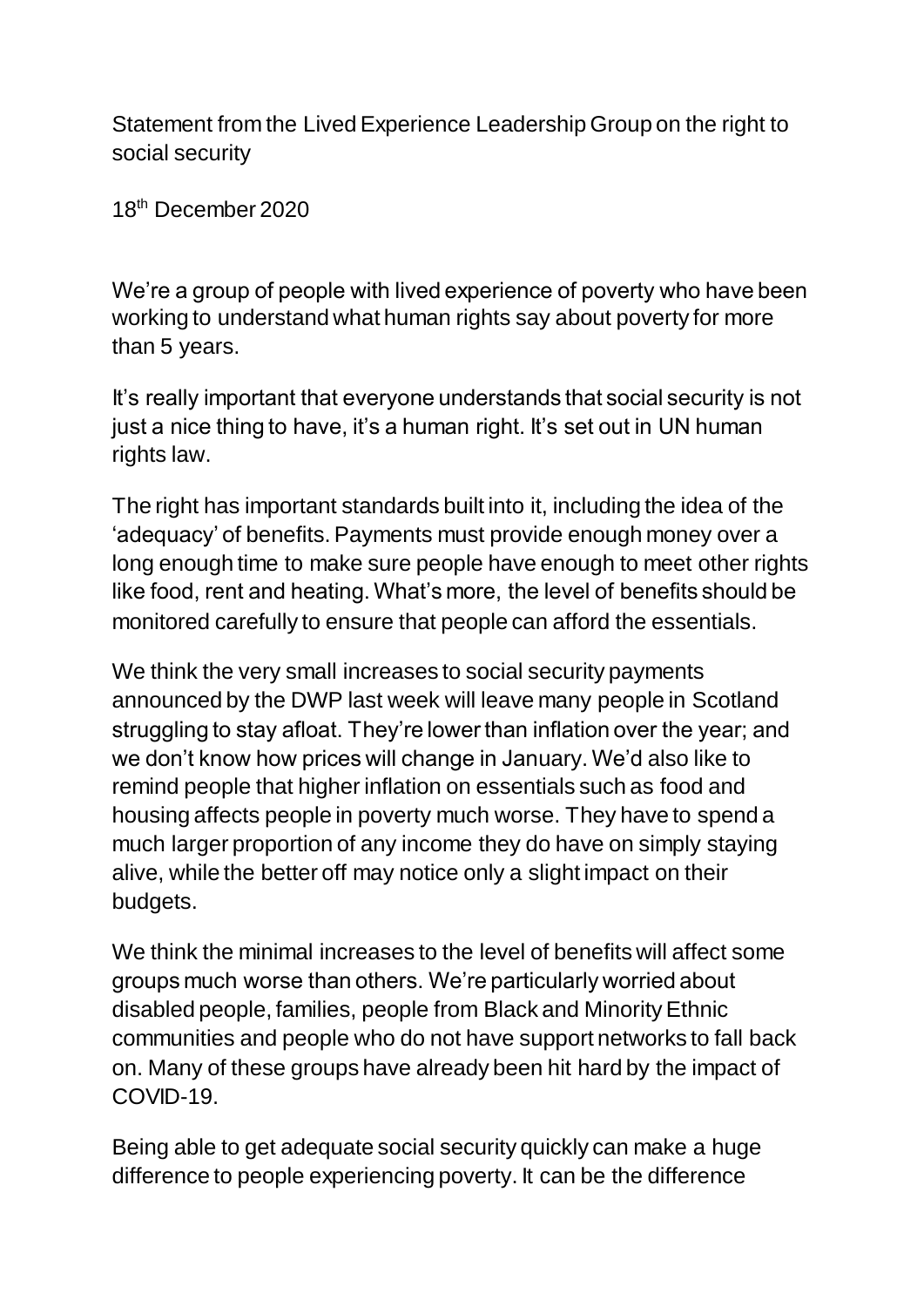Statement from the Lived Experience Leadership Group on the right to social security

18th December 2020

We're a group of people with lived experience of poverty who have been working to understand what human rights say about poverty for more than 5 years.

It's really important that everyone understands that social security is not just a nice thing to have, it's a human right. It's set out in UN human rights law.

The right has important standards built into it, including the idea of the 'adequacy' of benefits. Payments must provide enough money over a long enough time to make sure people have enough to meet other rights like food, rent and heating. What's more, the level of benefits should be monitored carefully to ensure that people can afford the essentials.

We think the very small increases to social security payments announced by the DWP last week will leave many people in Scotland struggling to stay afloat. They're lower than inflation over the year; and we don't know how prices will change in January. We'd also like to remind people that higher inflation on essentials such as food and housing affects people in poverty much worse. They have to spend a much larger proportion of any income they do have on simply staying alive, while the better off may notice only a slight impact on their budgets.

We think the minimal increases to the level of benefits will affect some groups much worse than others. We're particularly worried about disabled people, families, people from Black and Minority Ethnic communities and people who do not have support networks to fall back on. Many of these groups have already been hit hard by the impact of COVID-19.

Being able to get adequate social security quickly can make a huge difference to people experiencing poverty. It can be the difference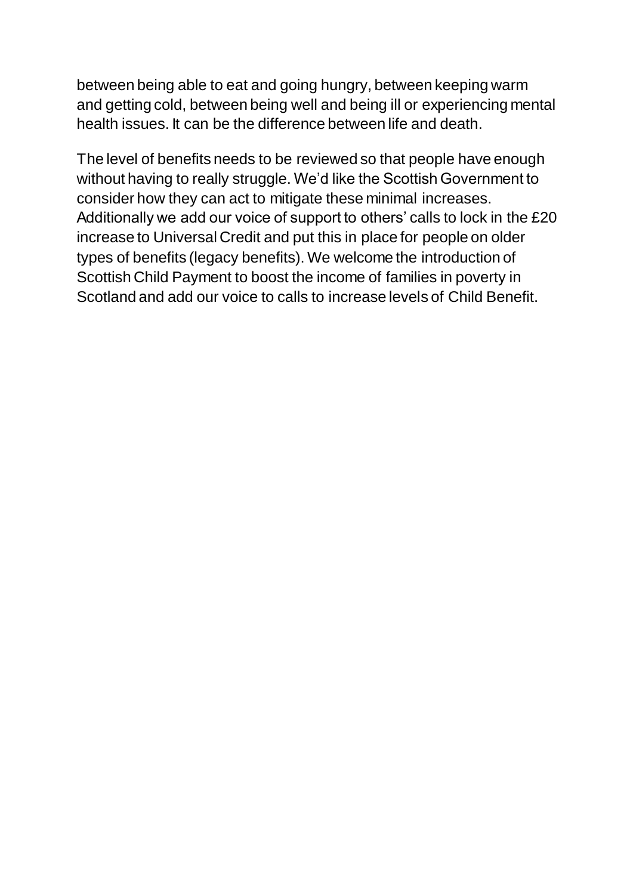between being able to eat and going hungry, between keeping warm and getting cold, between being well and being ill or experiencing mental health issues. It can be the difference between life and death.

The level of benefits needs to be reviewed so that people have enough without having to really struggle. We'd like the Scottish Government to consider how they can act to mitigate these minimal increases. Additionally we add our voice of support to others' calls to lock in the £20 increase to Universal Credit and put this in place for people on older types of benefits (legacy benefits). We welcome the introduction of Scottish Child Payment to boost the income of families in poverty in Scotland and add our voice to calls to increase levels of Child Benefit.